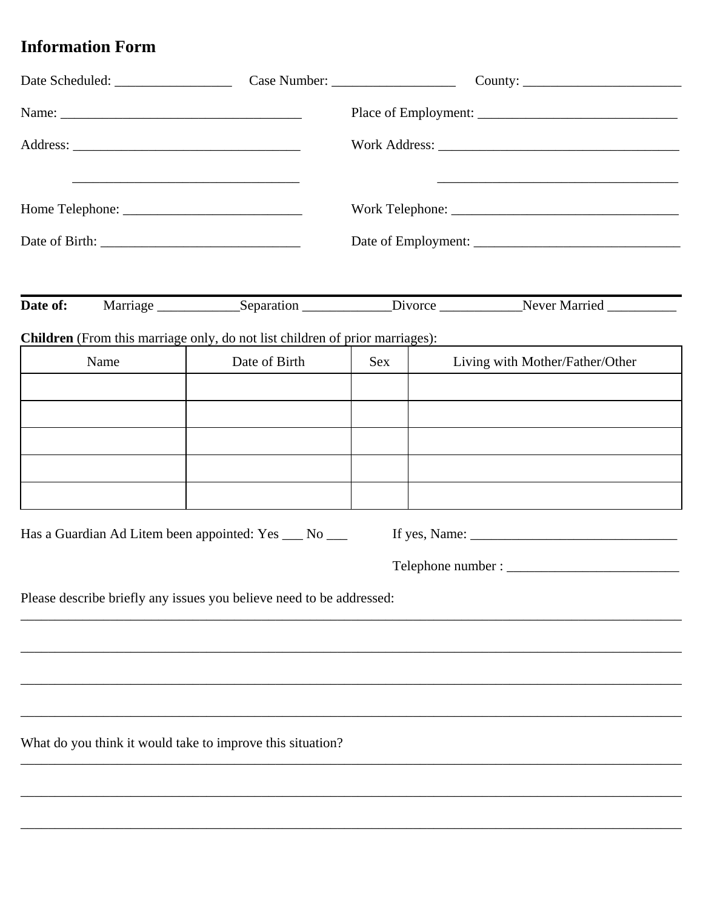# Information Form

Date Scheduled: _________________ Case Number: __________________ County: ________________________

Name: ____________________________________ Place of Employment: ______________________________

Address: __________________________________ Work Address: ____________________________________

__________________________________ ____________________________________

Home Telephone: ___________________________ Work Telephone: __________________________________

Date of Birth: ______________________________ Date of Employment: _______________________________

---

**Date of:** Marriage ____________Separation _____________Divorce ____________Never Married __________

**Children** (From this marriage only, do not list children of prior marriages):

| Name | Date of Birth | Sex | Living with Mother/Father/Other |
|---|---|---|---|
| | | | |
| | | | |
| | | | |
| | | | |
| | | | |

Has a Guardian Ad Litem been appointed: Yes ___ No ___ If yes, Name: _______________________________

Telephone number : _________________________

Please describe briefly any issues you believe need to be addressed:

____________________________________________________________________________________________

____________________________________________________________________________________________

____________________________________________________________________________________________

____________________________________________________________________________________________

What do you think it would take to improve this situation?

____________________________________________________________________________________________

____________________________________________________________________________________________

____________________________________________________________________________________________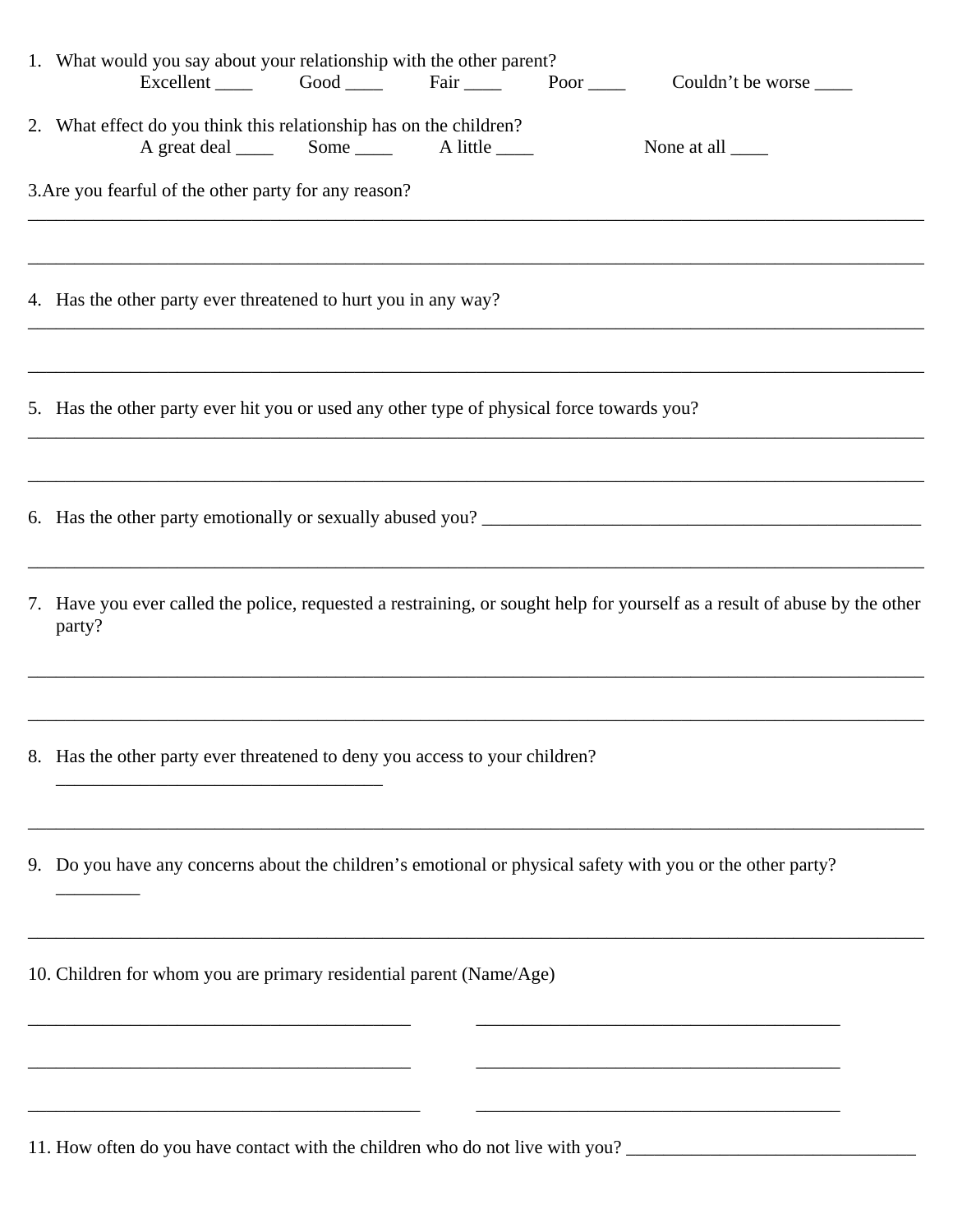1. What would you say about your relationship with the other parent?

   Excellent ____ Good ____ Fair ____ Poor ____ Couldn't be worse ____

2. What effect do you think this relationship has on the children?

   A great deal ____ Some ____ A little ____ None at all ____

3. Are you fearful of the other party for any reason?

________________________________________________________________________________

________________________________________________________________________________

4. Has the other party ever threatened to hurt you in any way?

________________________________________________________________________________

________________________________________________________________________________

5. Has the other party ever hit you or used any other type of physical force towards you?

________________________________________________________________________________

________________________________________________________________________________

6. Has the other party emotionally or sexually abused you? ________________________________________

________________________________________________________________________________

7. Have you ever called the police, requested a restraining, or sought help for yourself as a result of abuse by the other party?

________________________________________________________________________________

________________________________________________________________________________

8. Has the other party ever threatened to deny you access to your children? ___________________________________

________________________________________________________________________________

9. Do you have any concerns about the children's emotional or physical safety with you or the other party? _________

________________________________________________________________________________

10. Children for whom you are primary residential parent (Name/Age)

_________________________________________ _________________________________________

_________________________________________ _________________________________________

_________________________________________ _________________________________________

11. How often do you have contact with the children who do not live with you? ________________________________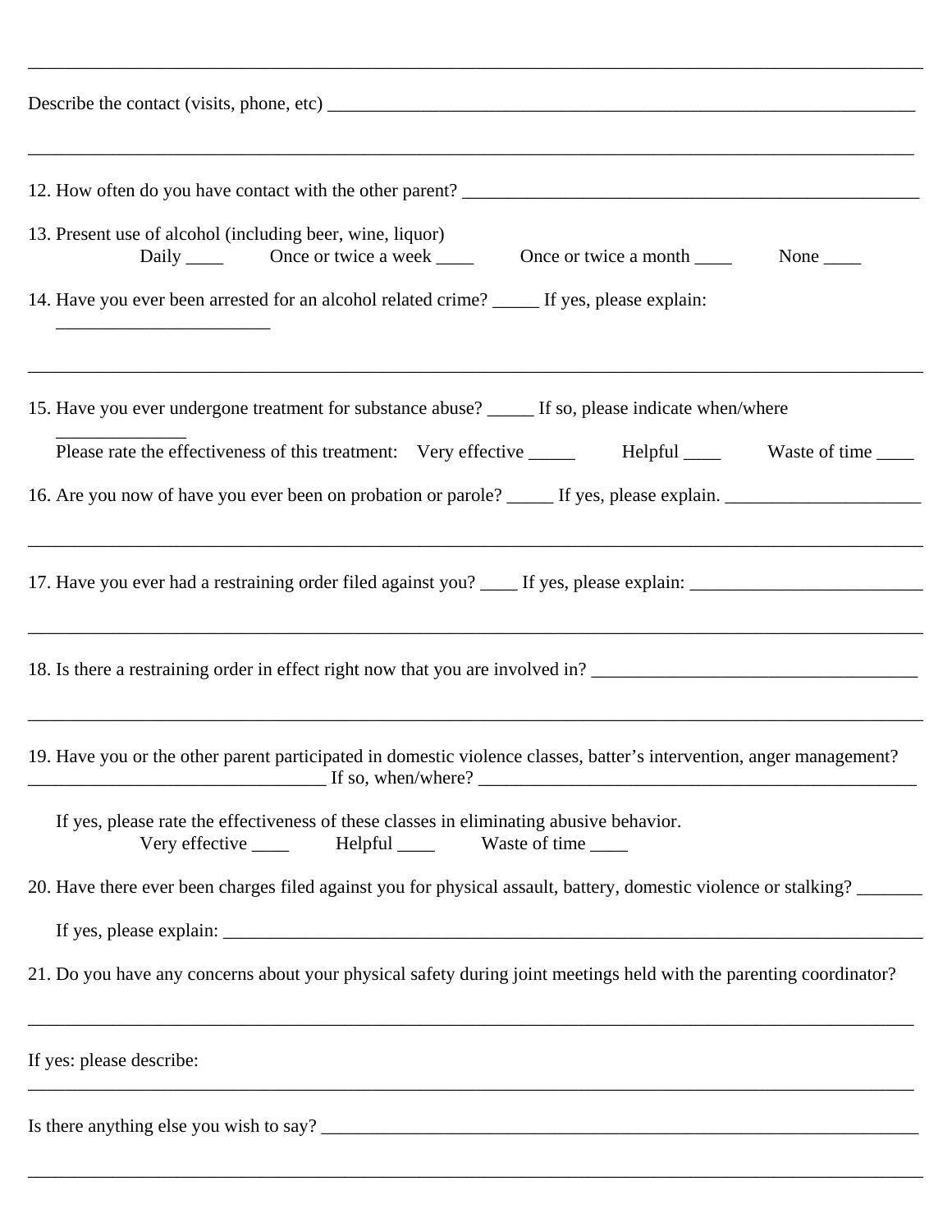______________________________________________________________________________________

Describe the contact (visits, phone, etc) ___________________________________________________________

______________________________________________________________________________________

12. How often do you have contact with the other parent? _____________________________________________

13. Present use of alcohol (including beer, wine, liquor)
    Daily ____ Once or twice a week ____ Once or twice a month ____ None ____

14. Have you ever been arrested for an alcohol related crime? _____ If yes, please explain: _______________________

______________________________________________________________________________________

15. Have you ever undergone treatment for substance abuse? _____ If so, please indicate when/where ______________
    Please rate the effectiveness of this treatment: Very effective _____ Helpful ____ Waste of time ____

16. Are you now of have you ever been on probation or parole? _____ If yes, please explain. _____________________

______________________________________________________________________________________

17. Have you ever had a restraining order filed against you? ____ If yes, please explain: _________________________

______________________________________________________________________________________

18. Is there a restraining order in effect right now that you are involved in? ___________________________________

______________________________________________________________________________________

19. Have you or the other parent participated in domestic violence classes, batter's intervention, anger management? ________________________________ If so, when/where? ______________________________________________

    If yes, please rate the effectiveness of these classes in eliminating abusive behavior.
    Very effective ____ Helpful ____ Waste of time ____

20. Have there ever been charges filed against you for physical assault, battery, domestic violence or stalking? _______

    If yes, please explain: _________________________________________________________________________

21. Do you have any concerns about your physical safety during joint meetings held with the parenting coordinator?

______________________________________________________________________________________

If yes: please describe:

______________________________________________________________________________________

Is there anything else you wish to say? ___________________________________________________________

______________________________________________________________________________________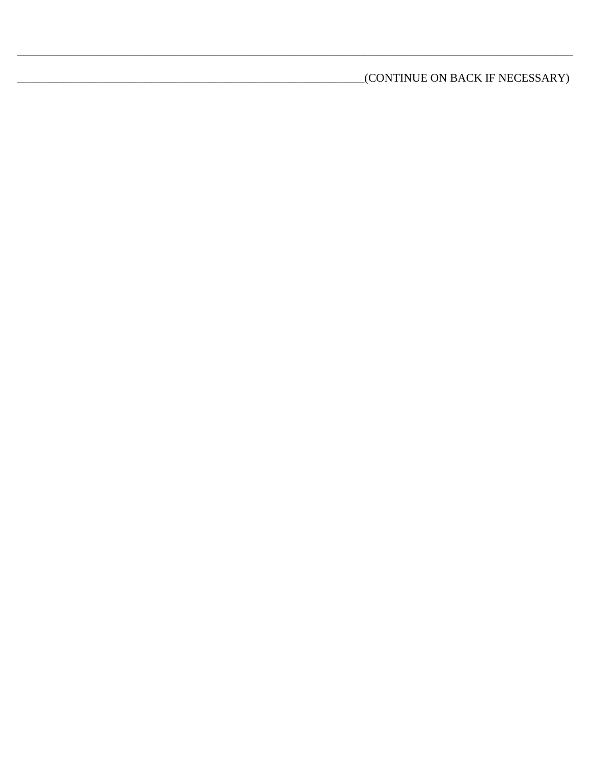______________________________________________________________________________________________

________________________________________________________________(CONTINUE ON BACK IF NECESSARY)